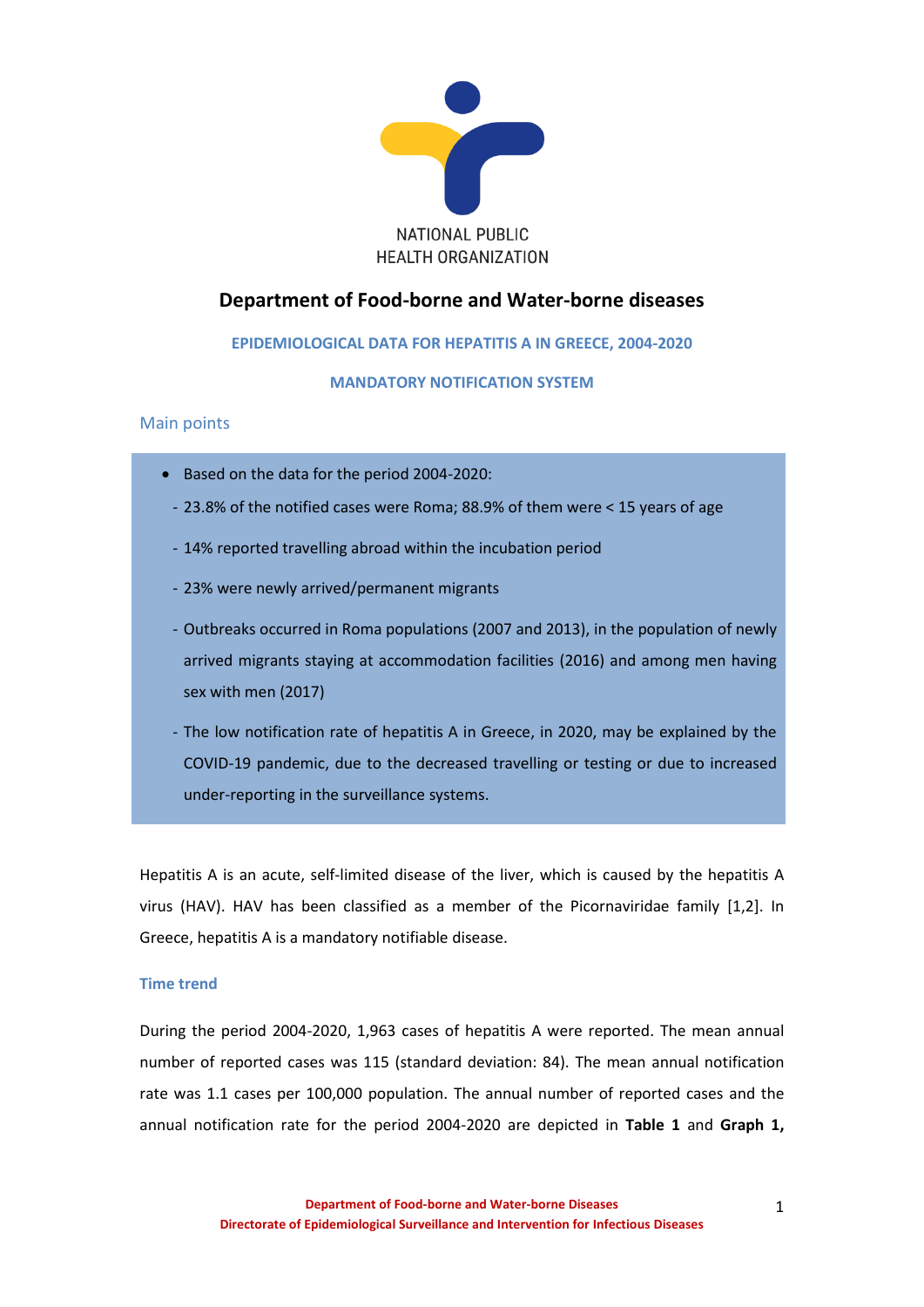NATIONAL PUBLIC HEALTH ORGANIZATION

# Department of Food-borne and Water-borne diseases

## EPIDEMIOLOGICAL DATA FOR HEPATITIS A IN GREECE, 2004-2020

## MANDATORY NOTIFICATION SYSTEM

### Main points

- Based on the data for the period 2004-2020:
  - 23.8% of the notified cases were Roma; 88.9% of them were < 15 years of age
  - 14% reported travelling abroad within the incubation period
  - 23% were newly arrived/permanent migrants
  - Outbreaks occurred in Roma populations (2007 and 2013), in the population of newly arrived migrants staying at accommodation facilities (2016) and among men having sex with men (2017)
  - The low notification rate of hepatitis A in Greece, in 2020, may be explained by the COVID-19 pandemic, due to the decreased travelling or testing or due to increased under-reporting in the surveillance systems.

Hepatitis A is an acute, self-limited disease of the liver, which is caused by the hepatitis A virus (HAV). HAV has been classified as a member of the Picornaviridae family [1,2]. In Greece, hepatitis A is a mandatory notifiable disease.

### Time trend

During the period 2004-2020, 1,963 cases of hepatitis A were reported. The mean annual number of reported cases was 115 (standard deviation: 84). The mean annual notification rate was 1.1 cases per 100,000 population. The annual number of reported cases and the annual notification rate for the period 2004-2020 are depicted in **Table 1** and **Graph 1,**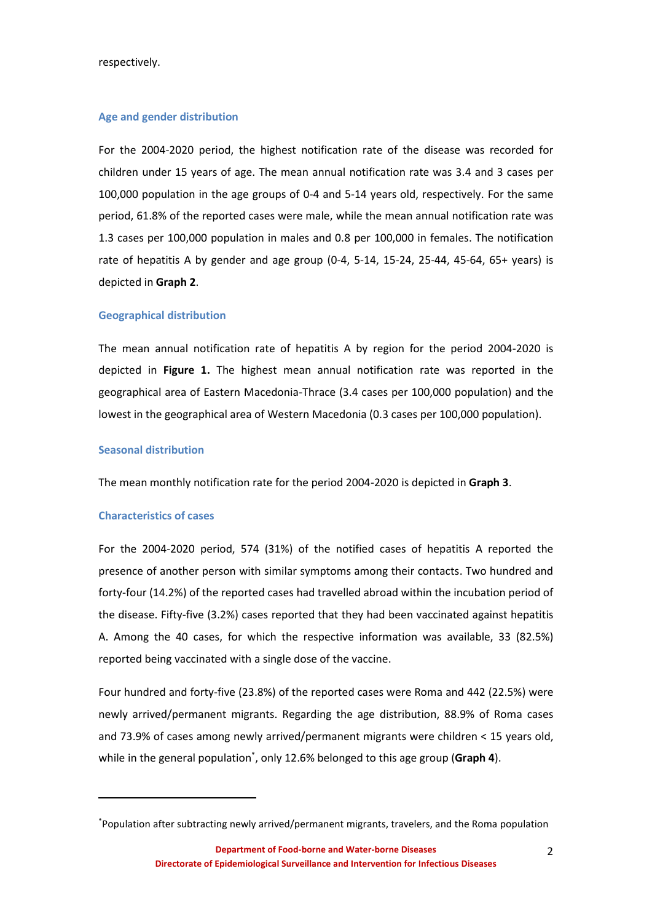respectively.

### Age and gender distribution

For the 2004-2020 period, the highest notification rate of the disease was recorded for children under 15 years of age. The mean annual notification rate was 3.4 and 3 cases per 100,000 population in the age groups of 0-4 and 5-14 years old, respectively. For the same period, 61.8% of the reported cases were male, while the mean annual notification rate was 1.3 cases per 100,000 population in males and 0.8 per 100,000 in females. The notification rate of hepatitis A by gender and age group (0-4, 5-14, 15-24, 25-44, 45-64, 65+ years) is depicted in **Graph 2**.

### Geographical distribution

The mean annual notification rate of hepatitis A by region for the period 2004-2020 is depicted in **Figure 1.** The highest mean annual notification rate was reported in the geographical area of Eastern Macedonia-Thrace (3.4 cases per 100,000 population) and the lowest in the geographical area of Western Macedonia (0.3 cases per 100,000 population).

### Seasonal distribution

The mean monthly notification rate for the period 2004-2020 is depicted in **Graph 3**.

### Characteristics of cases

For the 2004-2020 period, 574 (31%) of the notified cases of hepatitis A reported the presence of another person with similar symptoms among their contacts. Two hundred and forty-four (14.2%) of the reported cases had travelled abroad within the incubation period of the disease. Fifty-five (3.2%) cases reported that they had been vaccinated against hepatitis A. Among the 40 cases, for which the respective information was available, 33 (82.5%) reported being vaccinated with a single dose of the vaccine.

Four hundred and forty-five (23.8%) of the reported cases were Roma and 442 (22.5%) were newly arrived/permanent migrants. Regarding the age distribution, 88.9% of Roma cases and 73.9% of cases among newly arrived/permanent migrants were children < 15 years old, while in the general population[*], only 12.6% belonged to this age group (**Graph 4**).

[*]Population after subtracting newly arrived/permanent migrants, travelers, and the Roma population

Department of Food-borne and Water-borne Diseases
Directorate of Epidemiological Surveillance and Intervention for Infectious Diseases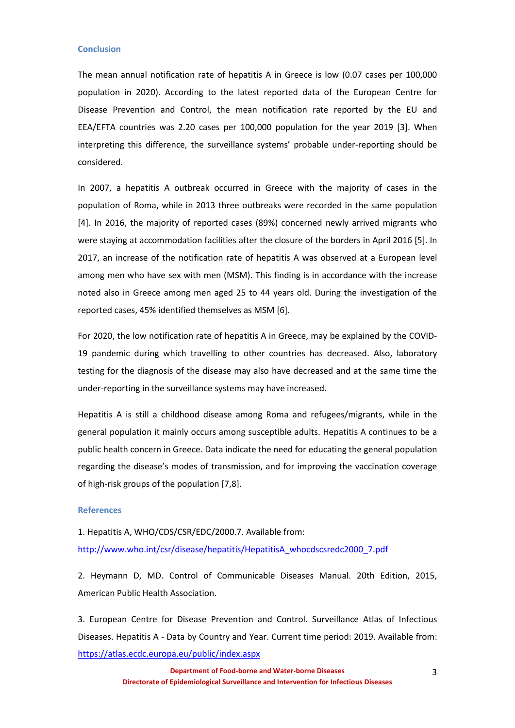## Conclusion

The mean annual notification rate of hepatitis A in Greece is low (0.07 cases per 100,000 population in 2020). According to the latest reported data of the European Centre for Disease Prevention and Control, the mean notification rate reported by the EU and EEA/EFTA countries was 2.20 cases per 100,000 population for the year 2019 [3]. When interpreting this difference, the surveillance systems' probable under-reporting should be considered.

In 2007, a hepatitis A outbreak occurred in Greece with the majority of cases in the population of Roma, while in 2013 three outbreaks were recorded in the same population [4]. In 2016, the majority of reported cases (89%) concerned newly arrived migrants who were staying at accommodation facilities after the closure of the borders in April 2016 [5]. In 2017, an increase of the notification rate of hepatitis A was observed at a European level among men who have sex with men (MSM). This finding is in accordance with the increase noted also in Greece among men aged 25 to 44 years old. During the investigation of the reported cases, 45% identified themselves as MSM [6].

For 2020, the low notification rate of hepatitis A in Greece, may be explained by the COVID-19 pandemic during which travelling to other countries has decreased. Also, laboratory testing for the diagnosis of the disease may also have decreased and at the same time the under-reporting in the surveillance systems may have increased.

Hepatitis A is still a childhood disease among Roma and refugees/migrants, while in the general population it mainly occurs among susceptible adults. Hepatitis A continues to be a public health concern in Greece. Data indicate the need for educating the general population regarding the disease's modes of transmission, and for improving the vaccination coverage of high-risk groups of the population [7,8].

## References

1. Hepatitis A, WHO/CDS/CSR/EDC/2000.7. Available from: http://www.who.int/csr/disease/hepatitis/HepatitisA_whocdscsredc2000_7.pdf

2. Heymann D, MD. Control of Communicable Diseases Manual. 20th Edition, 2015, American Public Health Association.

3. European Centre for Disease Prevention and Control. Surveillance Atlas of Infectious Diseases. Hepatitis A - Data by Country and Year. Current time period: 2019. Available from: https://atlas.ecdc.europa.eu/public/index.aspx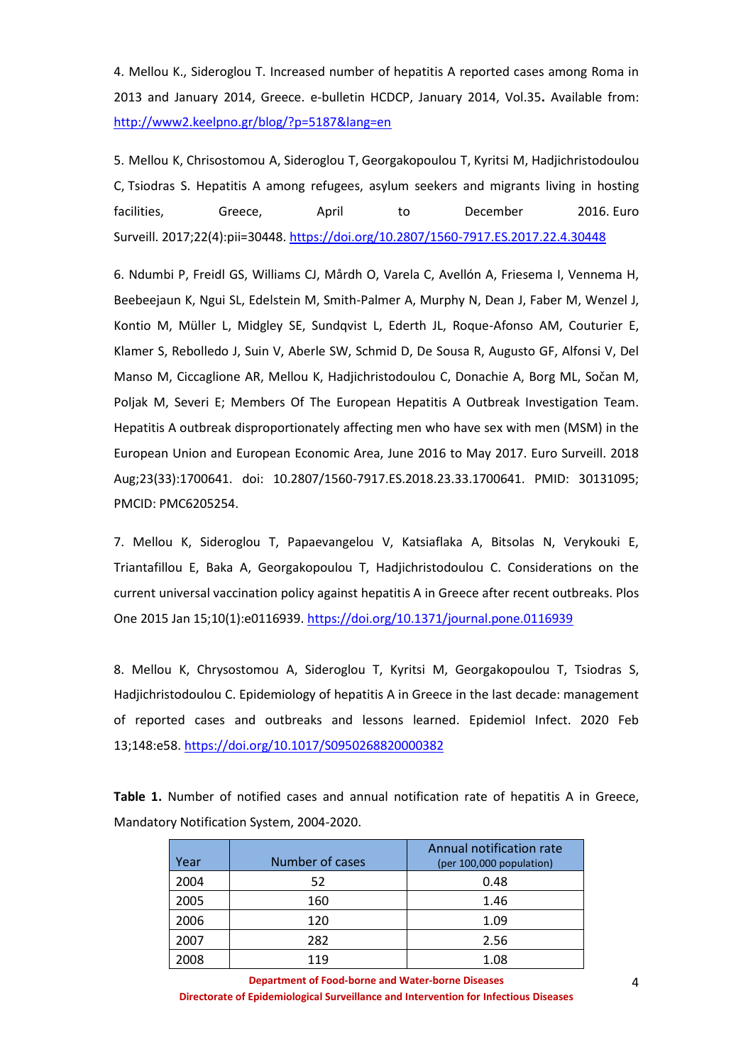4. Mellou K., Sideroglou T. Increased number of hepatitis A reported cases among Roma in 2013 and January 2014, Greece. e-bulletin HCDCP, January 2014, Vol.35**.** Available from: http://www2.keelpno.gr/blog/?p=5187&lang=en

5. Mellou K, Chrisostomou A, Sideroglou T, Georgakopoulou T, Kyritsi M, Hadjichristodoulou C, Tsiodras S. Hepatitis A among refugees, asylum seekers and migrants living in hosting facilities, Greece, April to December 2016. Euro Surveill. 2017;22(4):pii=30448. https://doi.org/10.2807/1560-7917.ES.2017.22.4.30448

6. Ndumbi P, Freidl GS, Williams CJ, Mårdh O, Varela C, Avellón A, Friesema I, Vennema H, Beebeejaun K, Ngui SL, Edelstein M, Smith-Palmer A, Murphy N, Dean J, Faber M, Wenzel J, Kontio M, Müller L, Midgley SE, Sundqvist L, Ederth JL, Roque-Afonso AM, Couturier E, Klamer S, Rebolledo J, Suin V, Aberle SW, Schmid D, De Sousa R, Augusto GF, Alfonsi V, Del Manso M, Ciccaglione AR, Mellou K, Hadjichristodoulou C, Donachie A, Borg ML, Sočan M, Poljak M, Severi E; Members Of The European Hepatitis A Outbreak Investigation Team. Hepatitis A outbreak disproportionately affecting men who have sex with men (MSM) in the European Union and European Economic Area, June 2016 to May 2017. Euro Surveill. 2018 Aug;23(33):1700641. doi: 10.2807/1560-7917.ES.2018.23.33.1700641. PMID: 30131095; PMCID: PMC6205254.

7. Mellou K, Sideroglou T, Papaevangelou V, Katsiaflaka A, Bitsolas N, Verykouki E, Triantafillou E, Baka A, Georgakopoulou T, Hadjichristodoulou C. Considerations on the current universal vaccination policy against hepatitis A in Greece after recent outbreaks. Plos One 2015 Jan 15;10(1):e0116939. https://doi.org/10.1371/journal.pone.0116939

8. Mellou K, Chrysostomou A, Sideroglou T, Kyritsi M, Georgakopoulou T, Tsiodras S, Hadjichristodoulou C. Epidemiology of hepatitis A in Greece in the last decade: management of reported cases and outbreaks and lessons learned. Epidemiol Infect. 2020 Feb 13;148:e58. https://doi.org/10.1017/S0950268820000382

**Table 1.** Number of notified cases and annual notification rate of hepatitis A in Greece, Mandatory Notification System, 2004-2020.

| Year | Number of cases | Annual notification rate (per 100,000 population) |
|---|---|---|
| 2004 | 52 | 0.48 |
| 2005 | 160 | 1.46 |
| 2006 | 120 | 1.09 |
| 2007 | 282 | 2.56 |
| 2008 | 119 | 1.08 |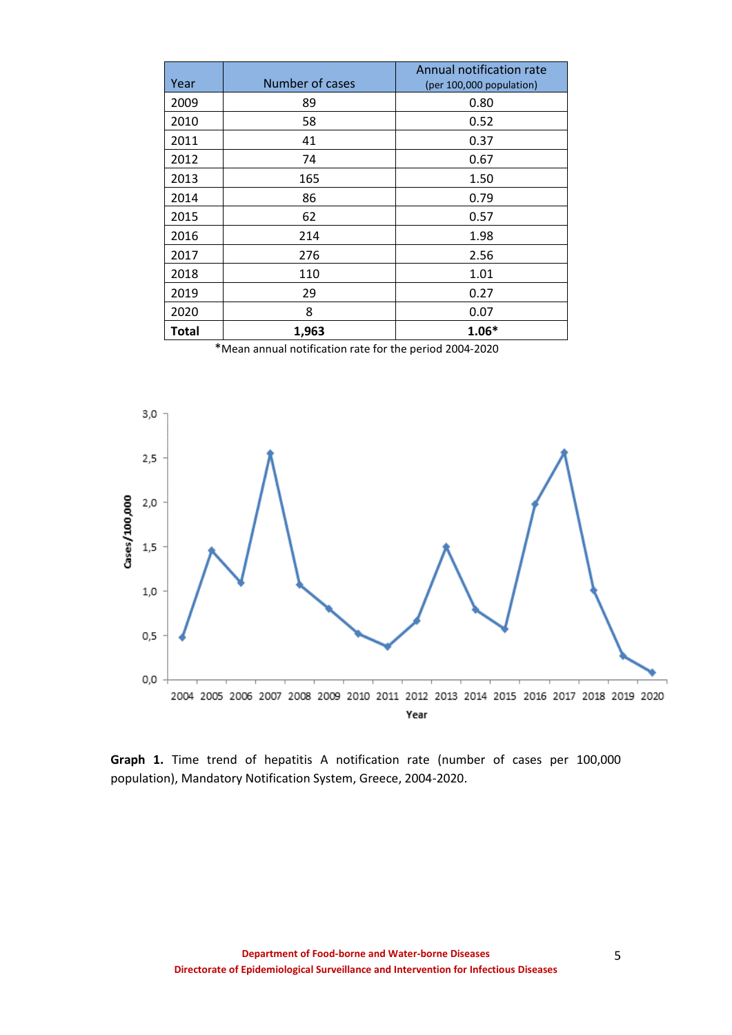| Year | Number of cases | Annual notification rate (per 100,000 population) |
|---|---|---|
| 2009 | 89 | 0.80 |
| 2010 | 58 | 0.52 |
| 2011 | 41 | 0.37 |
| 2012 | 74 | 0.67 |
| 2013 | 165 | 1.50 |
| 2014 | 86 | 0.79 |
| 2015 | 62 | 0.57 |
| 2016 | 214 | 1.98 |
| 2017 | 276 | 2.56 |
| 2018 | 110 | 1.01 |
| 2019 | 29 | 0.27 |
| 2020 | 8 | 0.07 |
| **Total** | **1,963** | **1.06*** |

*Mean annual notification rate for the period 2004-2020

**Graph 1.** Time trend of hepatitis A notification rate (number of cases per 100,000 population), Mandatory Notification System, Greece, 2004-2020.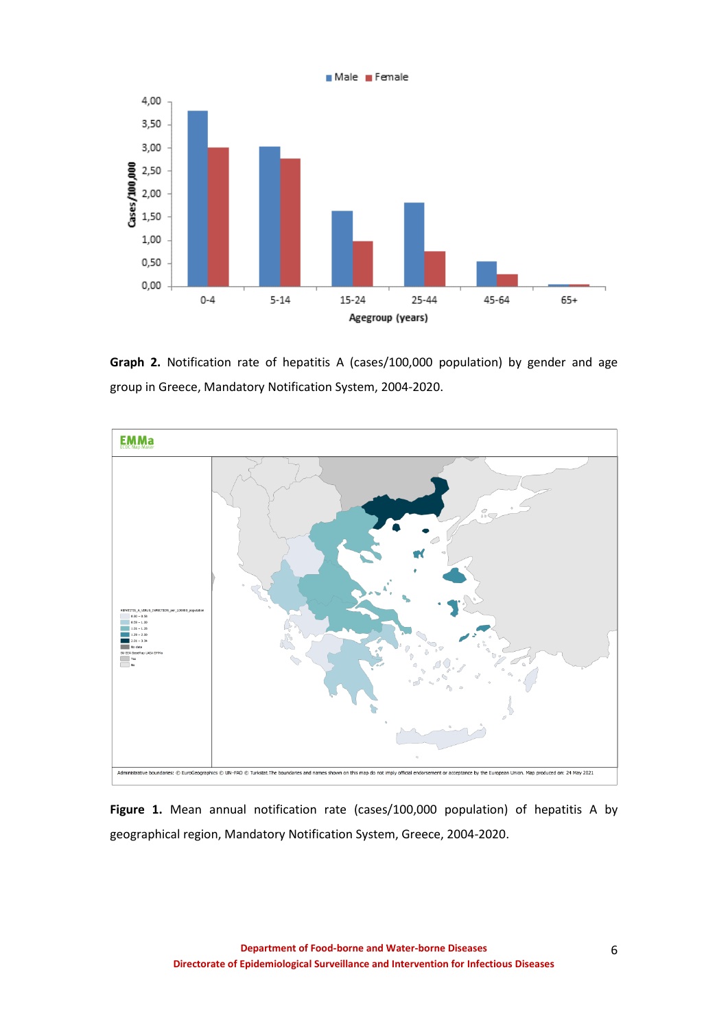**Graph 2.** Notification rate of hepatitis A (cases/100,000 population) by gender and age group in Greece, Mandatory Notification System, 2004-2020.

**Figure 1.** Mean annual notification rate (cases/100,000 population) of hepatitis A by geographical region, Mandatory Notification System, Greece, 2004-2020.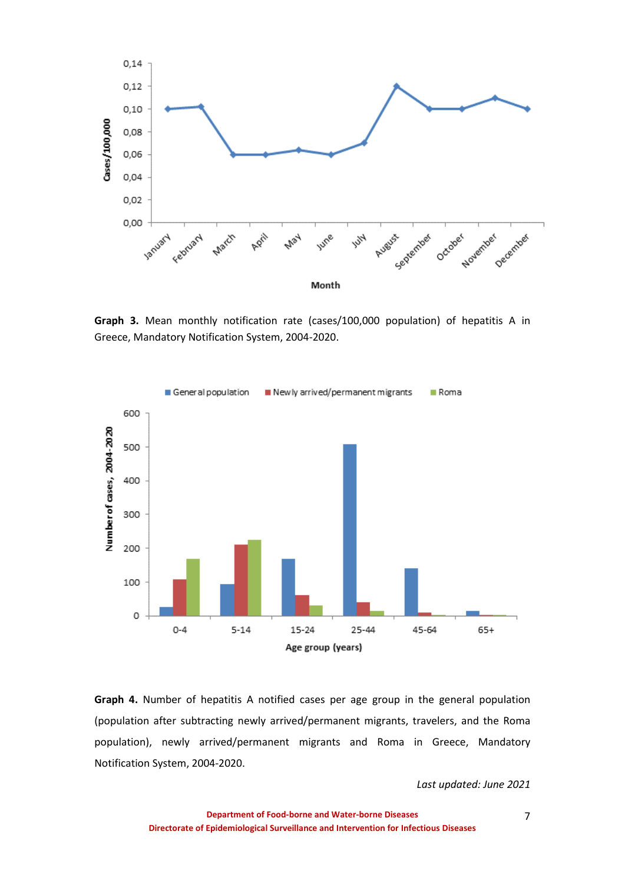0,14
0,12
0,10
0,08
0,06
0,04
0,02
0,00

Cases/100,000

January
February
March
April
May
June
July
August
September
October
November
December

Month

**Graph 3.** Mean monthly notification rate (cases/100,000 population) of hepatitis A in Greece, Mandatory Notification System, 2004-2020.

General population
Newly arrived/permanent migrants
Roma

600
500
400
300
200
100
0

Number of cases, 2004-2020

0-4
5-14
15-24
25-44
45-64
65+

Age group (years)

**Graph 4.** Number of hepatitis A notified cases per age group in the general population (population after subtracting newly arrived/permanent migrants, travelers, and the Roma population), newly arrived/permanent migrants and Roma in Greece, Mandatory Notification System, 2004-2020.

*Last updated: June 2021*